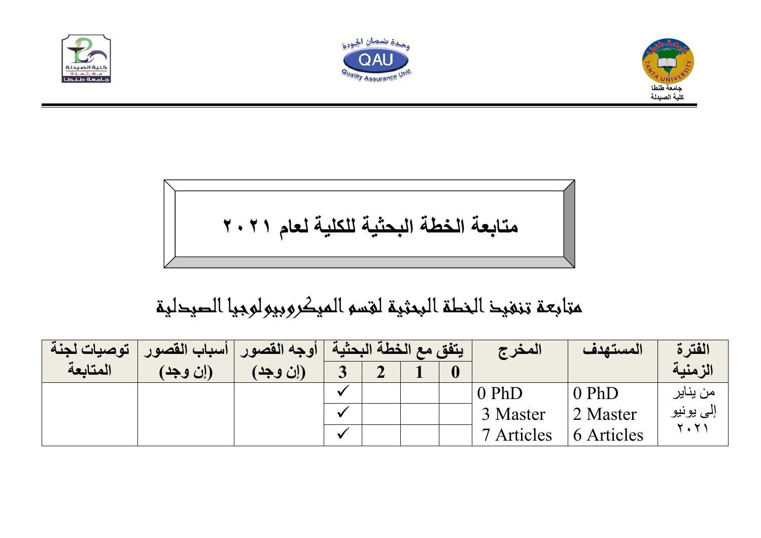# متابعة الخطة البحثية للكلية لعام ٢٠٢١

## متابعة تنفيذ الخطة البحثية لقسم الميكروبيولوجيا الصيدلية

| الفترة الزمنية | المستهدف | المخرج | يتفق مع الخطة البحثية | | | | أوجه القصور (إن وجد) | أسباب القصور (إن وجد) | توصيات لجنة المتابعة |
|---|---|---|---|---|---|---|---|---|---|
| | | | 0 | 1 | 2 | 3 | | | |
| من يناير إلى يونيو ٢٠٢١ | 0 PhD | 0 PhD | | | | ✓ | | | |
| | 2 Master | 3 Master | | | | ✓ | | | |
| | 6 Articles | 7 Articles | | | | ✓ | | | |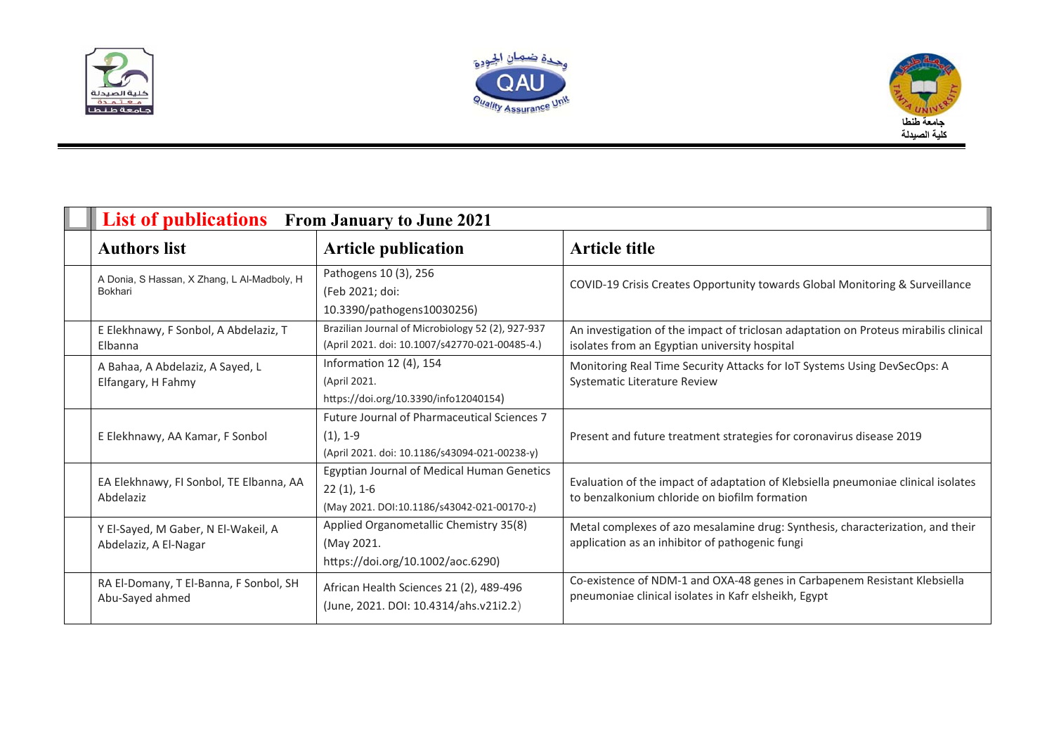| **List of publications** From January to June 2021 | | |
|---|---|---|
| **Authors list** | **Article publication** | **Article title** |
| A Donia, S Hassan, X Zhang, L Al-Madboly, H Bokhari | Pathogens 10 (3), 256 (Feb 2021; doi: 10.3390/pathogens10030256) | COVID-19 Crisis Creates Opportunity towards Global Monitoring & Surveillance |
| E Elekhnawy, F Sonbol, A Abdelaziz, T Elbanna | Brazilian Journal of Microbiology 52 (2), 927-937 (April 2021. doi: 10.1007/s42770-021-00485-4.) | An investigation of the impact of triclosan adaptation on Proteus mirabilis clinical isolates from an Egyptian university hospital |
| A Bahaa, A Abdelaziz, A Sayed, L Elfangary, H Fahmy | Information 12 (4), 154 (April 2021. https://doi.org/10.3390/info12040154) | Monitoring Real Time Security Attacks for IoT Systems Using DevSecOps: A Systematic Literature Review |
| E Elekhnawy, AA Kamar, F Sonbol | Future Journal of Pharmaceutical Sciences 7 (1), 1-9 (April 2021. doi: 10.1186/s43094-021-00238-y) | Present and future treatment strategies for coronavirus disease 2019 |
| EA Elekhnawy, FI Sonbol, TE Elbanna, AA Abdelaziz | Egyptian Journal of Medical Human Genetics 22 (1), 1-6 (May 2021. DOI:10.1186/s43042-021-00170-z) | Evaluation of the impact of adaptation of Klebsiella pneumoniae clinical isolates to benzalkonium chloride on biofilm formation |
| Y El-Sayed, M Gaber, N El-Wakeil, A Abdelaziz, A El-Nagar | Applied Organometallic Chemistry 35(8) (May 2021. https://doi.org/10.1002/aoc.6290) | Metal complexes of azo mesalamine drug: Synthesis, characterization, and their application as an inhibitor of pathogenic fungi |
| RA El-Domany, T El-Banna, F Sonbol, SH Abu-Sayed ahmed | African Health Sciences 21 (2), 489-496 (June, 2021. DOI: 10.4314/ahs.v21i2.2) | Co-existence of NDM-1 and OXA-48 genes in Carbapenem Resistant Klebsiella pneumoniae clinical isolates in Kafr elsheikh, Egypt |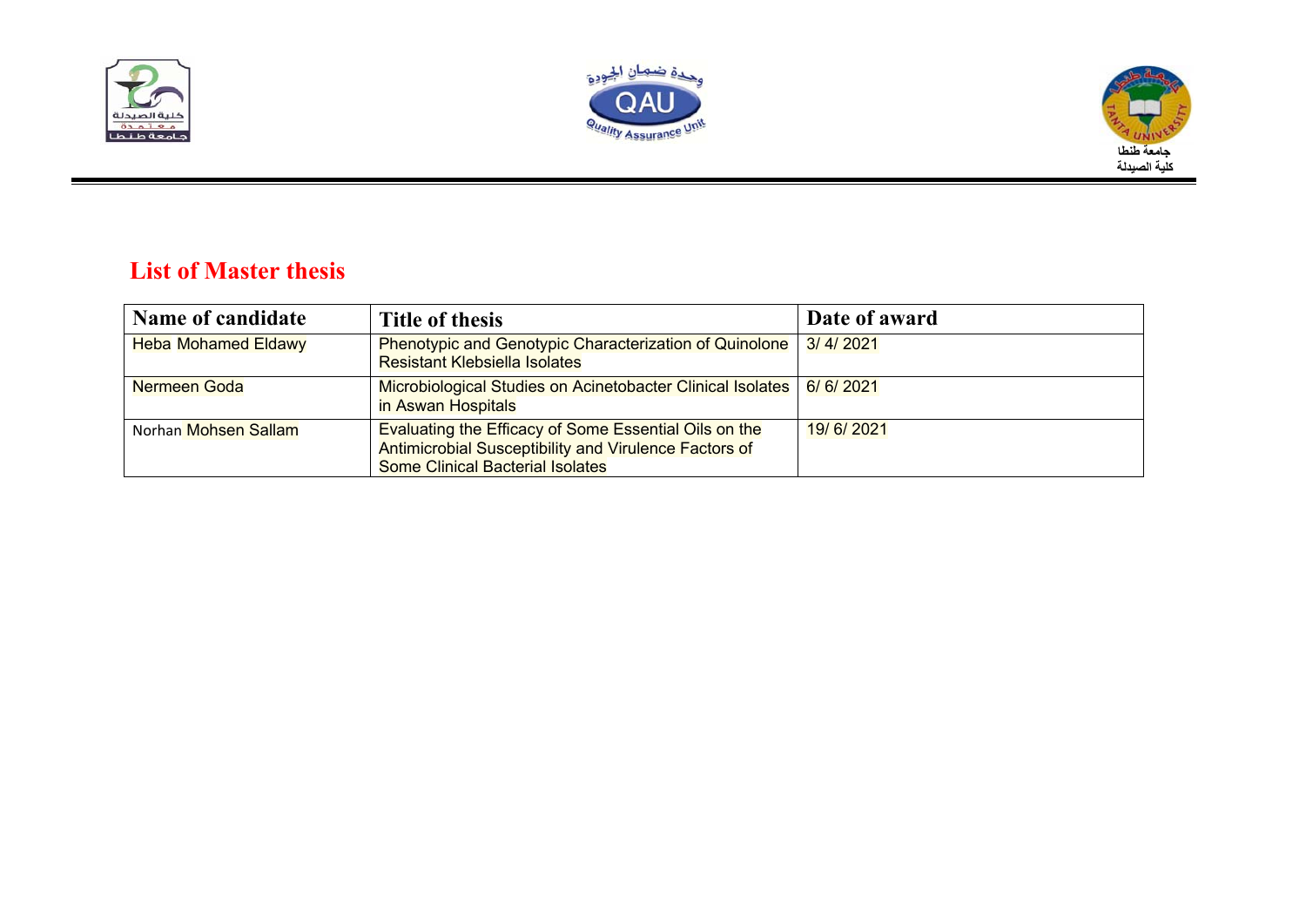## List of Master thesis

| Name of candidate | Title of thesis | Date of award |
|---|---|---|
| Heba Mohamed Eldawy | Phenotypic and Genotypic Characterization of Quinolone Resistant Klebsiella Isolates | 3/ 4/ 2021 |
| Nermeen Goda | Microbiological Studies on Acinetobacter Clinical Isolates in Aswan Hospitals | 6/ 6/ 2021 |
| Norhan Mohsen Sallam | Evaluating the Efficacy of Some Essential Oils on the Antimicrobial Susceptibility and Virulence Factors of Some Clinical Bacterial Isolates | 19/ 6/ 2021 |